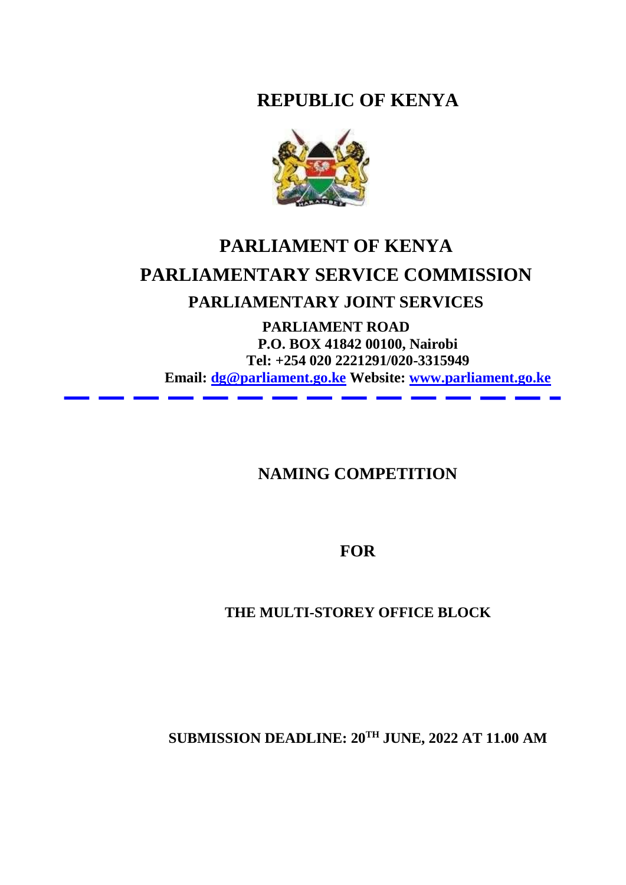# REPUBLIC OF KENYA

# PARLIAMENT OF KENYA

# PARLIAMENTARY SERVICE COMMISSION

## PARLIAMENTARY JOINT SERVICES

**PARLIAMENT ROAD**
**P.O. BOX 41842 00100, Nairobi**
**Tel: +254 020 2221291/020-3315949**
**Email: [dg@parliament.go.ke](mailto:dg@parliament.go.ke) Website: [www.parliament.go.ke](http://www.parliament.go.ke)**

---

## NAMING COMPETITION

## FOR

### THE MULTI-STOREY OFFICE BLOCK

**SUBMISSION DEADLINE: 20TH JUNE, 2022 AT 11.00 AM**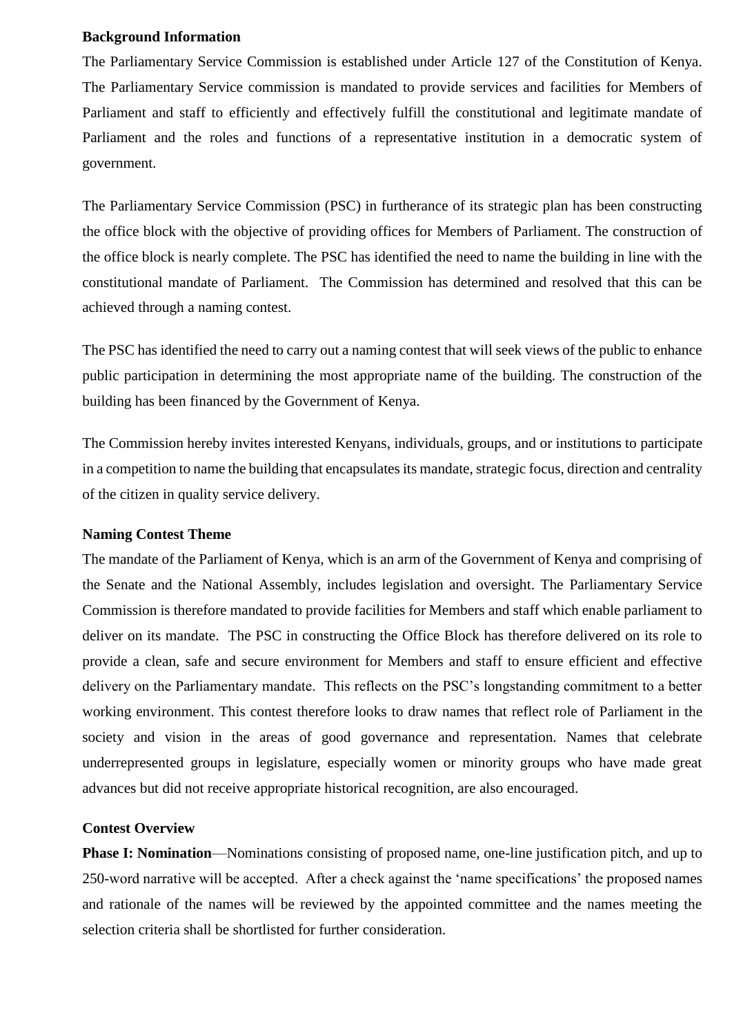**Background Information**

The Parliamentary Service Commission is established under Article 127 of the Constitution of Kenya. The Parliamentary Service commission is mandated to provide services and facilities for Members of Parliament and staff to efficiently and effectively fulfill the constitutional and legitimate mandate of Parliament and the roles and functions of a representative institution in a democratic system of government.

The Parliamentary Service Commission (PSC) in furtherance of its strategic plan has been constructing the office block with the objective of providing offices for Members of Parliament. The construction of the office block is nearly complete. The PSC has identified the need to name the building in line with the constitutional mandate of Parliament. The Commission has determined and resolved that this can be achieved through a naming contest.

The PSC has identified the need to carry out a naming contest that will seek views of the public to enhance public participation in determining the most appropriate name of the building. The construction of the building has been financed by the Government of Kenya.

The Commission hereby invites interested Kenyans, individuals, groups, and or institutions to participate in a competition to name the building that encapsulates its mandate, strategic focus, direction and centrality of the citizen in quality service delivery.

**Naming Contest Theme**

The mandate of the Parliament of Kenya, which is an arm of the Government of Kenya and comprising of the Senate and the National Assembly, includes legislation and oversight. The Parliamentary Service Commission is therefore mandated to provide facilities for Members and staff which enable parliament to deliver on its mandate. The PSC in constructing the Office Block has therefore delivered on its role to provide a clean, safe and secure environment for Members and staff to ensure efficient and effective delivery on the Parliamentary mandate. This reflects on the PSC's longstanding commitment to a better working environment. This contest therefore looks to draw names that reflect role of Parliament in the society and vision in the areas of good governance and representation. Names that celebrate underrepresented groups in legislature, especially women or minority groups who have made great advances but did not receive appropriate historical recognition, are also encouraged.

**Contest Overview**

**Phase I: Nomination**—Nominations consisting of proposed name, one-line justification pitch, and up to 250-word narrative will be accepted. After a check against the 'name specifications' the proposed names and rationale of the names will be reviewed by the appointed committee and the names meeting the selection criteria shall be shortlisted for further consideration.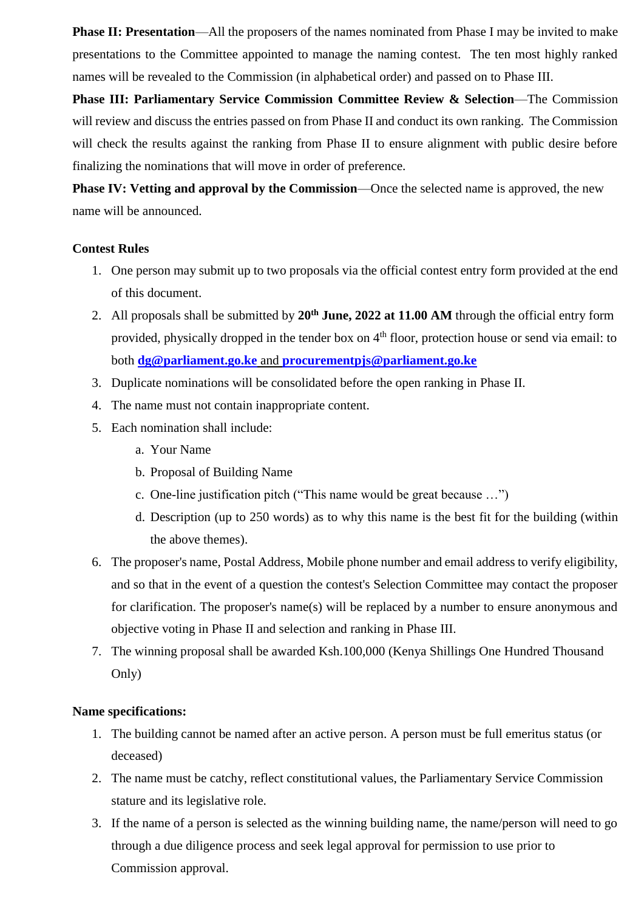**Phase II: Presentation**—All the proposers of the names nominated from Phase I may be invited to make presentations to the Committee appointed to manage the naming contest. The ten most highly ranked names will be revealed to the Commission (in alphabetical order) and passed on to Phase III.

**Phase III: Parliamentary Service Commission Committee Review & Selection**—The Commission will review and discuss the entries passed on from Phase II and conduct its own ranking. The Commission will check the results against the ranking from Phase II to ensure alignment with public desire before finalizing the nominations that will move in order of preference.

**Phase IV: Vetting and approval by the Commission**—Once the selected name is approved, the new name will be announced.

**Contest Rules**

1. One person may submit up to two proposals via the official contest entry form provided at the end of this document.
2. All proposals shall be submitted by **20th June, 2022 at 11.00 AM** through the official entry form provided, physically dropped in the tender box on 4th floor, protection house or send via email: to both **dg@parliament.go.ke** and **procurementpjs@parliament.go.ke**
3. Duplicate nominations will be consolidated before the open ranking in Phase II.
4. The name must not contain inappropriate content.
5. Each nomination shall include:
   a. Your Name
   b. Proposal of Building Name
   c. One-line justification pitch ("This name would be great because …")
   d. Description (up to 250 words) as to why this name is the best fit for the building (within the above themes).
6. The proposer's name, Postal Address, Mobile phone number and email address to verify eligibility, and so that in the event of a question the contest's Selection Committee may contact the proposer for clarification. The proposer's name(s) will be replaced by a number to ensure anonymous and objective voting in Phase II and selection and ranking in Phase III.
7. The winning proposal shall be awarded Ksh.100,000 (Kenya Shillings One Hundred Thousand Only)

**Name specifications:**

1. The building cannot be named after an active person. A person must be full emeritus status (or deceased)
2. The name must be catchy, reflect constitutional values, the Parliamentary Service Commission stature and its legislative role.
3. If the name of a person is selected as the winning building name, the name/person will need to go through a due diligence process and seek legal approval for permission to use prior to Commission approval.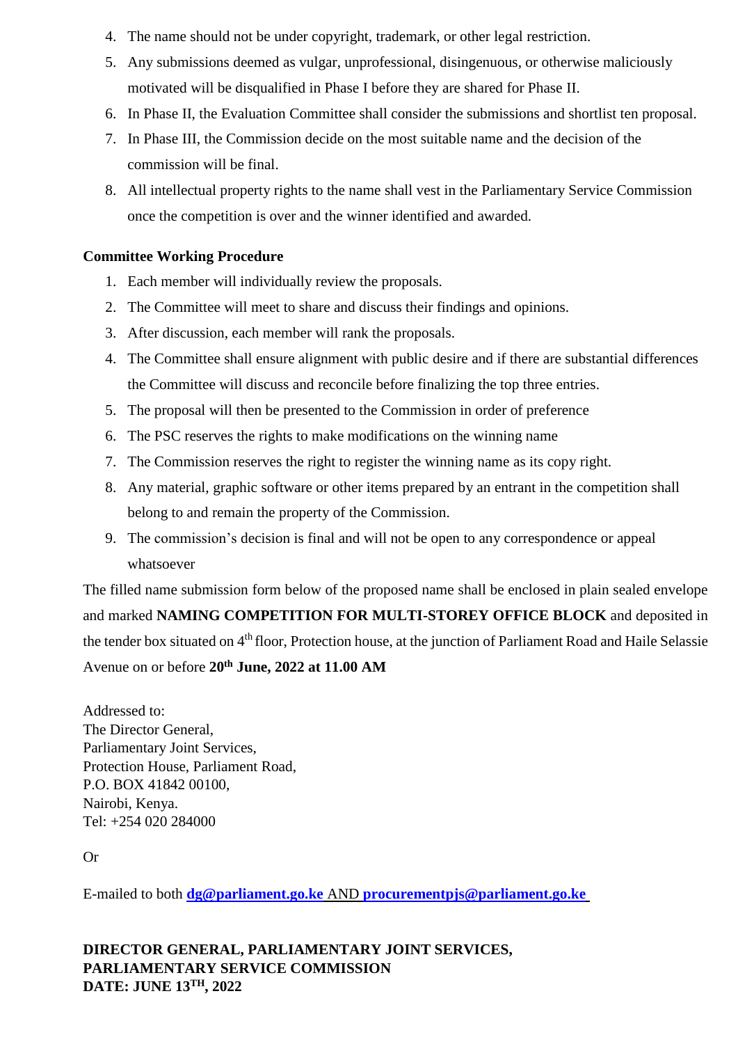4. The name should not be under copyright, trademark, or other legal restriction.
5. Any submissions deemed as vulgar, unprofessional, disingenuous, or otherwise maliciously motivated will be disqualified in Phase I before they are shared for Phase II.
6. In Phase II, the Evaluation Committee shall consider the submissions and shortlist ten proposal.
7. In Phase III, the Commission decide on the most suitable name and the decision of the commission will be final.
8. All intellectual property rights to the name shall vest in the Parliamentary Service Commission once the competition is over and the winner identified and awarded.

**Committee Working Procedure**

1. Each member will individually review the proposals.
2. The Committee will meet to share and discuss their findings and opinions.
3. After discussion, each member will rank the proposals.
4. The Committee shall ensure alignment with public desire and if there are substantial differences the Committee will discuss and reconcile before finalizing the top three entries.
5. The proposal will then be presented to the Commission in order of preference
6. The PSC reserves the rights to make modifications on the winning name
7. The Commission reserves the right to register the winning name as its copy right.
8. Any material, graphic software or other items prepared by an entrant in the competition shall belong to and remain the property of the Commission.
9. The commission's decision is final and will not be open to any correspondence or appeal whatsoever

The filled name submission form below of the proposed name shall be enclosed in plain sealed envelope and marked **NAMING COMPETITION FOR MULTI-STOREY OFFICE BLOCK** and deposited in the tender box situated on 4th floor, Protection house, at the junction of Parliament Road and Haile Selassie Avenue on or before **20th June, 2022 at 11.00 AM**

Addressed to:
The Director General,
Parliamentary Joint Services,
Protection House, Parliament Road,
P.O. BOX 41842 00100,
Nairobi, Kenya.
Tel: +254 020 284000

Or

E-mailed to both **dg@parliament.go.ke** AND **procurementpjs@parliament.go.ke**

**DIRECTOR GENERAL, PARLIAMENTARY JOINT SERVICES,**
**PARLIAMENTARY SERVICE COMMISSION**
**DATE: JUNE 13TH, 2022**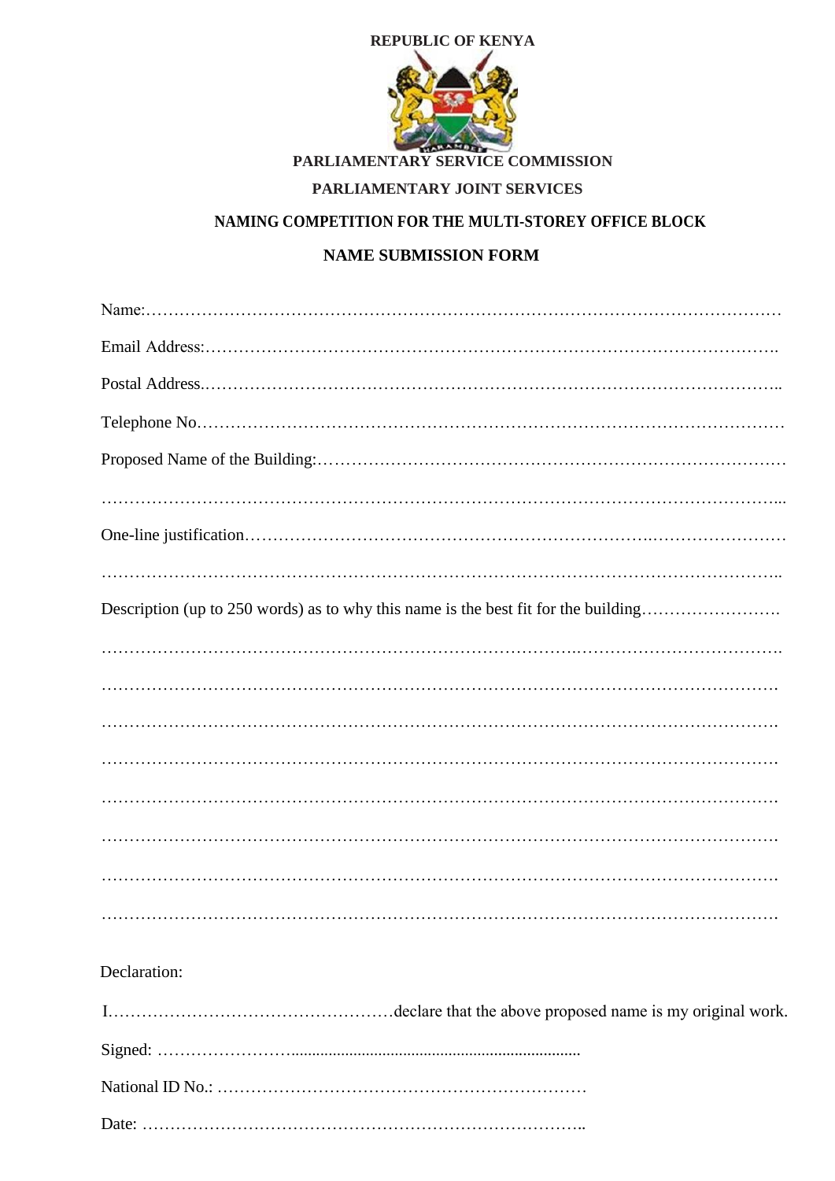**REPUBLIC OF KENYA**

**PARLIAMENTARY SERVICE COMMISSION**

**PARLIAMENTARY JOINT SERVICES**

**NAMING COMPETITION FOR THE MULTI-STOREY OFFICE BLOCK**

**NAME SUBMISSION FORM**

Name:……………………………………………………………………………………………………

Email Address:…………………………………………………………………………………………..

Postal Address.………………………………………………………………………………………..

Telephone No…………………………………………………………………………………………

Proposed Name of the Building:………………………………………………………………………

……………………………………………………………………………………………………………...

One-line justification……………………………………………………………………………………

……………………………………………………………………………………………………………..

Description (up to 250 words) as to why this name is the best fit for the building…………………….

…………………………………………………………………………………………………………….

…………………………………………………………………………………………………………….

…………………………………………………………………………………………………………….

…………………………………………………………………………………………………………….

…………………………………………………………………………………………………………….

…………………………………………………………………………………………………………….

…………………………………………………………………………………………………………….

…………………………………………………………………………………………………………….

Declaration:

I……………………………………………declare that the above proposed name is my original work.

Signed: ……………………......................................................................

National ID No.: ………………………………………………………

Date: …………………………………………………………………..